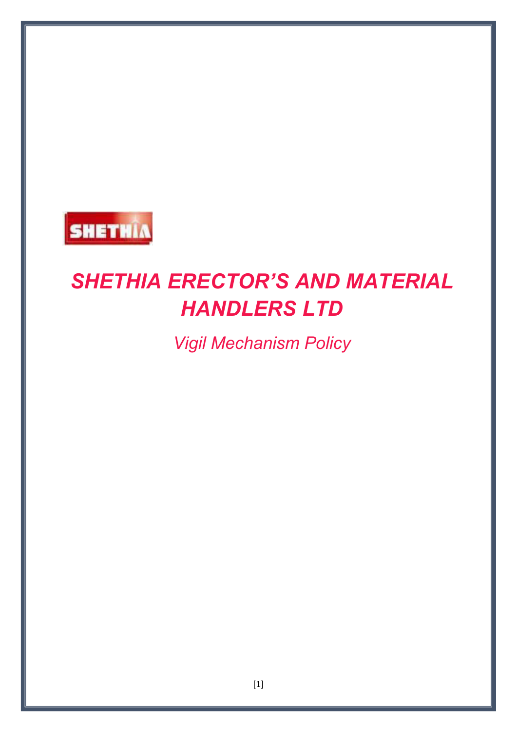SHETHIA

# *SHETHIA ERECTOR'S AND MATERIAL HANDLERS LTD*

## *Vigil Mechanism Policy*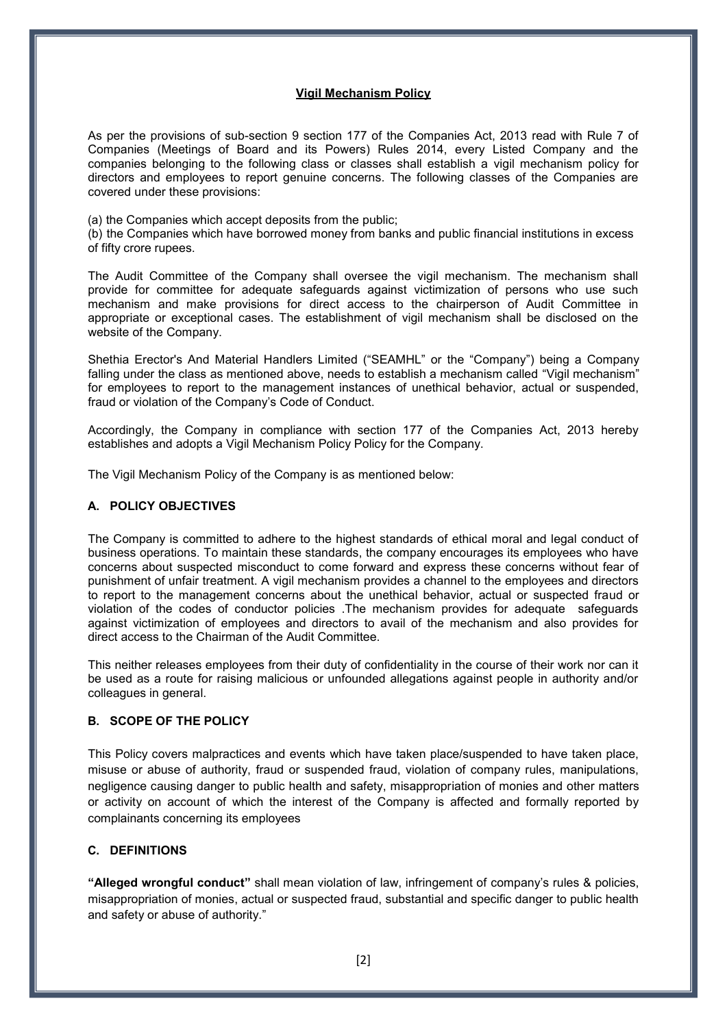## Vigil Mechanism Policy

As per the provisions of sub-section 9 section 177 of the Companies Act, 2013 read with Rule 7 of Companies (Meetings of Board and its Powers) Rules 2014, every Listed Company and the companies belonging to the following class or classes shall establish a vigil mechanism policy for directors and employees to report genuine concerns. The following classes of the Companies are covered under these provisions:

(a) the Companies which accept deposits from the public;
(b) the Companies which have borrowed money from banks and public financial institutions in excess of fifty crore rupees.

The Audit Committee of the Company shall oversee the vigil mechanism. The mechanism shall provide for committee for adequate safeguards against victimization of persons who use such mechanism and make provisions for direct access to the chairperson of Audit Committee in appropriate or exceptional cases. The establishment of vigil mechanism shall be disclosed on the website of the Company.

Shethia Erector's And Material Handlers Limited ("SEAMHL" or the "Company") being a Company falling under the class as mentioned above, needs to establish a mechanism called "Vigil mechanism" for employees to report to the management instances of unethical behavior, actual or suspended, fraud or violation of the Company's Code of Conduct.

Accordingly, the Company in compliance with section 177 of the Companies Act, 2013 hereby establishes and adopts a Vigil Mechanism Policy Policy for the Company.

The Vigil Mechanism Policy of the Company is as mentioned below:

### A. POLICY OBJECTIVES

The Company is committed to adhere to the highest standards of ethical moral and legal conduct of business operations. To maintain these standards, the company encourages its employees who have concerns about suspected misconduct to come forward and express these concerns without fear of punishment of unfair treatment. A vigil mechanism provides a channel to the employees and directors to report to the management concerns about the unethical behavior, actual or suspected fraud or violation of the codes of conductor policies .The mechanism provides for adequate safeguards against victimization of employees and directors to avail of the mechanism and also provides for direct access to the Chairman of the Audit Committee.

This neither releases employees from their duty of confidentiality in the course of their work nor can it be used as a route for raising malicious or unfounded allegations against people in authority and/or colleagues in general.

### B. SCOPE OF THE POLICY

This Policy covers malpractices and events which have taken place/suspended to have taken place, misuse or abuse of authority, fraud or suspended fraud, violation of company rules, manipulations, negligence causing danger to public health and safety, misappropriation of monies and other matters or activity on account of which the interest of the Company is affected and formally reported by complainants concerning its employees

### C. DEFINITIONS

**"Alleged wrongful conduct"** shall mean violation of law, infringement of company's rules & policies, misappropriation of monies, actual or suspected fraud, substantial and specific danger to public health and safety or abuse of authority."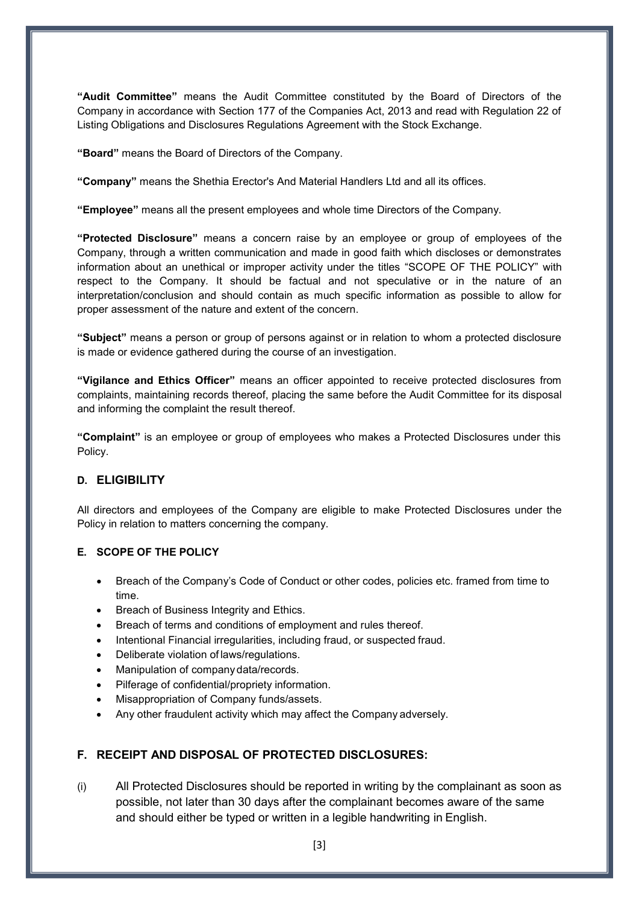**"Audit Committee"** means the Audit Committee constituted by the Board of Directors of the Company in accordance with Section 177 of the Companies Act, 2013 and read with Regulation 22 of Listing Obligations and Disclosures Regulations Agreement with the Stock Exchange.

**"Board"** means the Board of Directors of the Company.

**"Company"** means the Shethia Erector's And Material Handlers Ltd and all its offices.

**"Employee"** means all the present employees and whole time Directors of the Company.

**"Protected Disclosure"** means a concern raise by an employee or group of employees of the Company, through a written communication and made in good faith which discloses or demonstrates information about an unethical or improper activity under the titles "SCOPE OF THE POLICY" with respect to the Company. It should be factual and not speculative or in the nature of an interpretation/conclusion and should contain as much specific information as possible to allow for proper assessment of the nature and extent of the concern.

**"Subject"** means a person or group of persons against or in relation to whom a protected disclosure is made or evidence gathered during the course of an investigation.

**"Vigilance and Ethics Officer"** means an officer appointed to receive protected disclosures from complaints, maintaining records thereof, placing the same before the Audit Committee for its disposal and informing the complaint the result thereof.

**"Complaint"** is an employee or group of employees who makes a Protected Disclosures under this Policy.

## D. ELIGIBILITY

All directors and employees of the Company are eligible to make Protected Disclosures under the Policy in relation to matters concerning the company.

### E. SCOPE OF THE POLICY

- Breach of the Company's Code of Conduct or other codes, policies etc. framed from time to time.
- Breach of Business Integrity and Ethics.
- Breach of terms and conditions of employment and rules thereof.
- Intentional Financial irregularities, including fraud, or suspected fraud.
- Deliberate violation of laws/regulations.
- Manipulation of company data/records.
- Pilferage of confidential/propriety information.
- Misappropriation of Company funds/assets.
- Any other fraudulent activity which may affect the Company adversely.

## F. RECEIPT AND DISPOSAL OF PROTECTED DISCLOSURES:

(i) All Protected Disclosures should be reported in writing by the complainant as soon as possible, not later than 30 days after the complainant becomes aware of the same and should either be typed or written in a legible handwriting in English.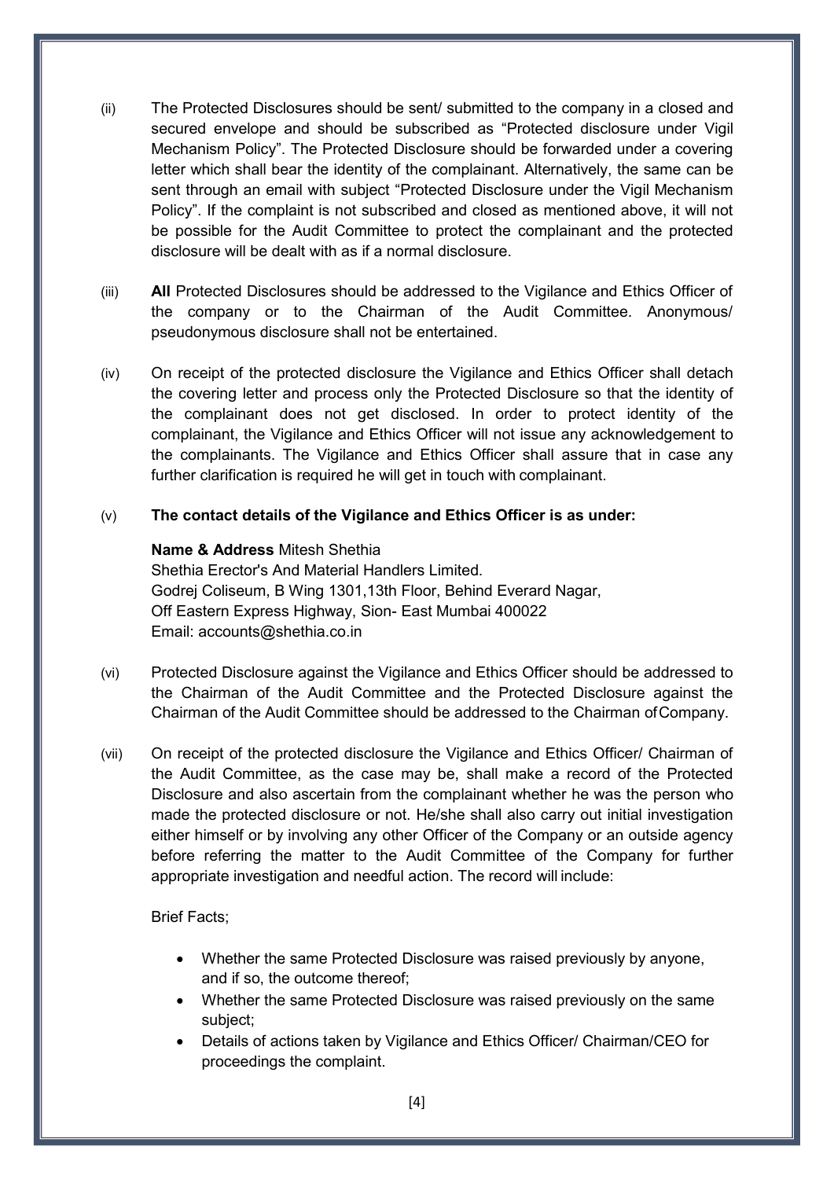(ii) The Protected Disclosures should be sent/ submitted to the company in a closed and secured envelope and should be subscribed as "Protected disclosure under Vigil Mechanism Policy". The Protected Disclosure should be forwarded under a covering letter which shall bear the identity of the complainant. Alternatively, the same can be sent through an email with subject "Protected Disclosure under the Vigil Mechanism Policy". If the complaint is not subscribed and closed as mentioned above, it will not be possible for the Audit Committee to protect the complainant and the protected disclosure will be dealt with as if a normal disclosure.

(iii) **All** Protected Disclosures should be addressed to the Vigilance and Ethics Officer of the company or to the Chairman of the Audit Committee. Anonymous/ pseudonymous disclosure shall not be entertained.

(iv) On receipt of the protected disclosure the Vigilance and Ethics Officer shall detach the covering letter and process only the Protected Disclosure so that the identity of the complainant does not get disclosed. In order to protect identity of the complainant, the Vigilance and Ethics Officer will not issue any acknowledgement to the complainants. The Vigilance and Ethics Officer shall assure that in case any further clarification is required he will get in touch with complainant.

(v) **The contact details of the Vigilance and Ethics Officer is as under:**

**Name & Address** Mitesh Shethia
Shethia Erector's And Material Handlers Limited.
Godrej Coliseum, B Wing 1301,13th Floor, Behind Everard Nagar,
Off Eastern Express Highway, Sion- East Mumbai 400022
Email: accounts@shethia.co.in

(vi) Protected Disclosure against the Vigilance and Ethics Officer should be addressed to the Chairman of the Audit Committee and the Protected Disclosure against the Chairman of the Audit Committee should be addressed to the Chairman of Company.

(vii) On receipt of the protected disclosure the Vigilance and Ethics Officer/ Chairman of the Audit Committee, as the case may be, shall make a record of the Protected Disclosure and also ascertain from the complainant whether he was the person who made the protected disclosure or not. He/she shall also carry out initial investigation either himself or by involving any other Officer of the Company or an outside agency before referring the matter to the Audit Committee of the Company for further appropriate investigation and needful action. The record will include:

Brief Facts;

- Whether the same Protected Disclosure was raised previously by anyone, and if so, the outcome thereof;
- Whether the same Protected Disclosure was raised previously on the same subject;
- Details of actions taken by Vigilance and Ethics Officer/ Chairman/CEO for proceedings the complaint.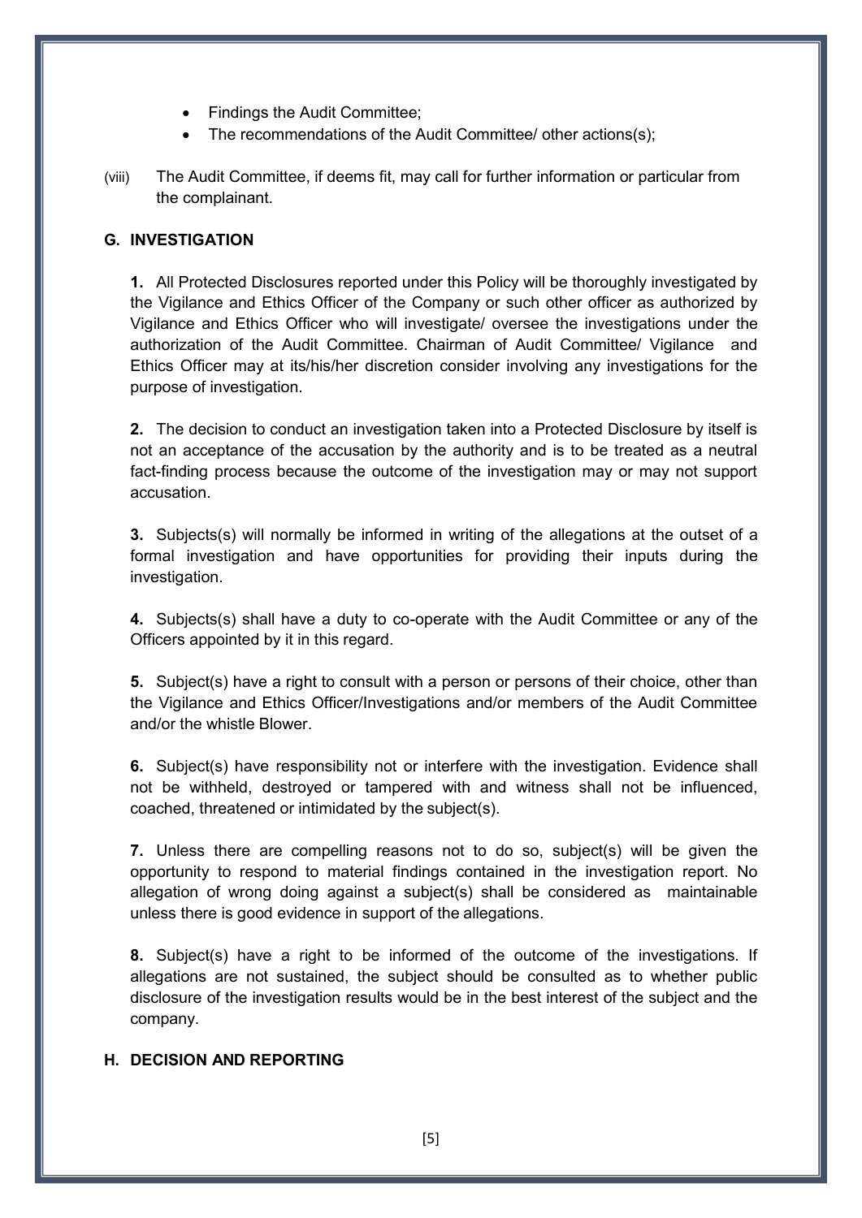- Findings the Audit Committee;
- The recommendations of the Audit Committee/ other actions(s);

(viii) The Audit Committee, if deems fit, may call for further information or particular from the complainant.

## G. INVESTIGATION

**1.** All Protected Disclosures reported under this Policy will be thoroughly investigated by the Vigilance and Ethics Officer of the Company or such other officer as authorized by Vigilance and Ethics Officer who will investigate/ oversee the investigations under the authorization of the Audit Committee. Chairman of Audit Committee/ Vigilance and Ethics Officer may at its/his/her discretion consider involving any investigations for the purpose of investigation.

**2.** The decision to conduct an investigation taken into a Protected Disclosure by itself is not an acceptance of the accusation by the authority and is to be treated as a neutral fact-finding process because the outcome of the investigation may or may not support accusation.

**3.** Subjects(s) will normally be informed in writing of the allegations at the outset of a formal investigation and have opportunities for providing their inputs during the investigation.

**4.** Subjects(s) shall have a duty to co-operate with the Audit Committee or any of the Officers appointed by it in this regard.

**5.** Subject(s) have a right to consult with a person or persons of their choice, other than the Vigilance and Ethics Officer/Investigations and/or members of the Audit Committee and/or the whistle Blower.

**6.** Subject(s) have responsibility not or interfere with the investigation. Evidence shall not be withheld, destroyed or tampered with and witness shall not be influenced, coached, threatened or intimidated by the subject(s).

**7.** Unless there are compelling reasons not to do so, subject(s) will be given the opportunity to respond to material findings contained in the investigation report. No allegation of wrong doing against a subject(s) shall be considered as maintainable unless there is good evidence in support of the allegations.

**8.** Subject(s) have a right to be informed of the outcome of the investigations. If allegations are not sustained, the subject should be consulted as to whether public disclosure of the investigation results would be in the best interest of the subject and the company.

## H. DECISION AND REPORTING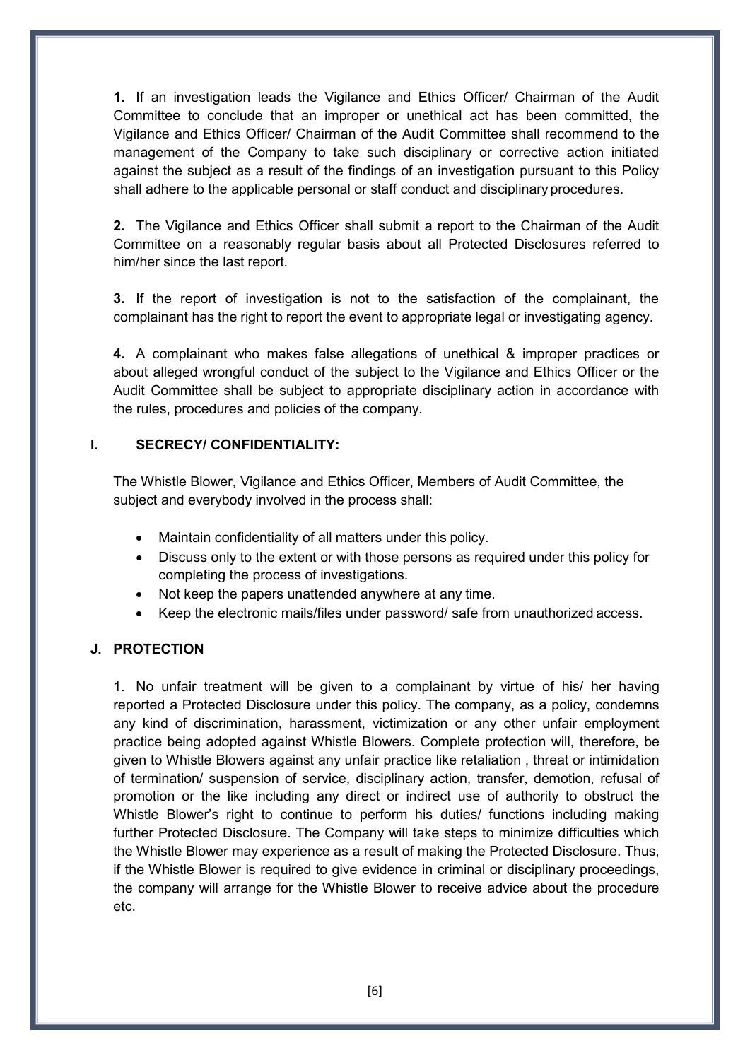**1.** If an investigation leads the Vigilance and Ethics Officer/ Chairman of the Audit Committee to conclude that an improper or unethical act has been committed, the Vigilance and Ethics Officer/ Chairman of the Audit Committee shall recommend to the management of the Company to take such disciplinary or corrective action initiated against the subject as a result of the findings of an investigation pursuant to this Policy shall adhere to the applicable personal or staff conduct and disciplinary procedures.

**2.** The Vigilance and Ethics Officer shall submit a report to the Chairman of the Audit Committee on a reasonably regular basis about all Protected Disclosures referred to him/her since the last report.

**3.** If the report of investigation is not to the satisfaction of the complainant, the complainant has the right to report the event to appropriate legal or investigating agency.

**4.** A complainant who makes false allegations of unethical & improper practices or about alleged wrongful conduct of the subject to the Vigilance and Ethics Officer or the Audit Committee shall be subject to appropriate disciplinary action in accordance with the rules, procedures and policies of the company.

## I. SECRECY/ CONFIDENTIALITY:

The Whistle Blower, Vigilance and Ethics Officer, Members of Audit Committee, the subject and everybody involved in the process shall:

- Maintain confidentiality of all matters under this policy.
- Discuss only to the extent or with those persons as required under this policy for completing the process of investigations.
- Not keep the papers unattended anywhere at any time.
- Keep the electronic mails/files under password/ safe from unauthorized access.

## J. PROTECTION

1. No unfair treatment will be given to a complainant by virtue of his/ her having reported a Protected Disclosure under this policy. The company, as a policy, condemns any kind of discrimination, harassment, victimization or any other unfair employment practice being adopted against Whistle Blowers. Complete protection will, therefore, be given to Whistle Blowers against any unfair practice like retaliation , threat or intimidation of termination/ suspension of service, disciplinary action, transfer, demotion, refusal of promotion or the like including any direct or indirect use of authority to obstruct the Whistle Blower's right to continue to perform his duties/ functions including making further Protected Disclosure. The Company will take steps to minimize difficulties which the Whistle Blower may experience as a result of making the Protected Disclosure. Thus, if the Whistle Blower is required to give evidence in criminal or disciplinary proceedings, the company will arrange for the Whistle Blower to receive advice about the procedure etc.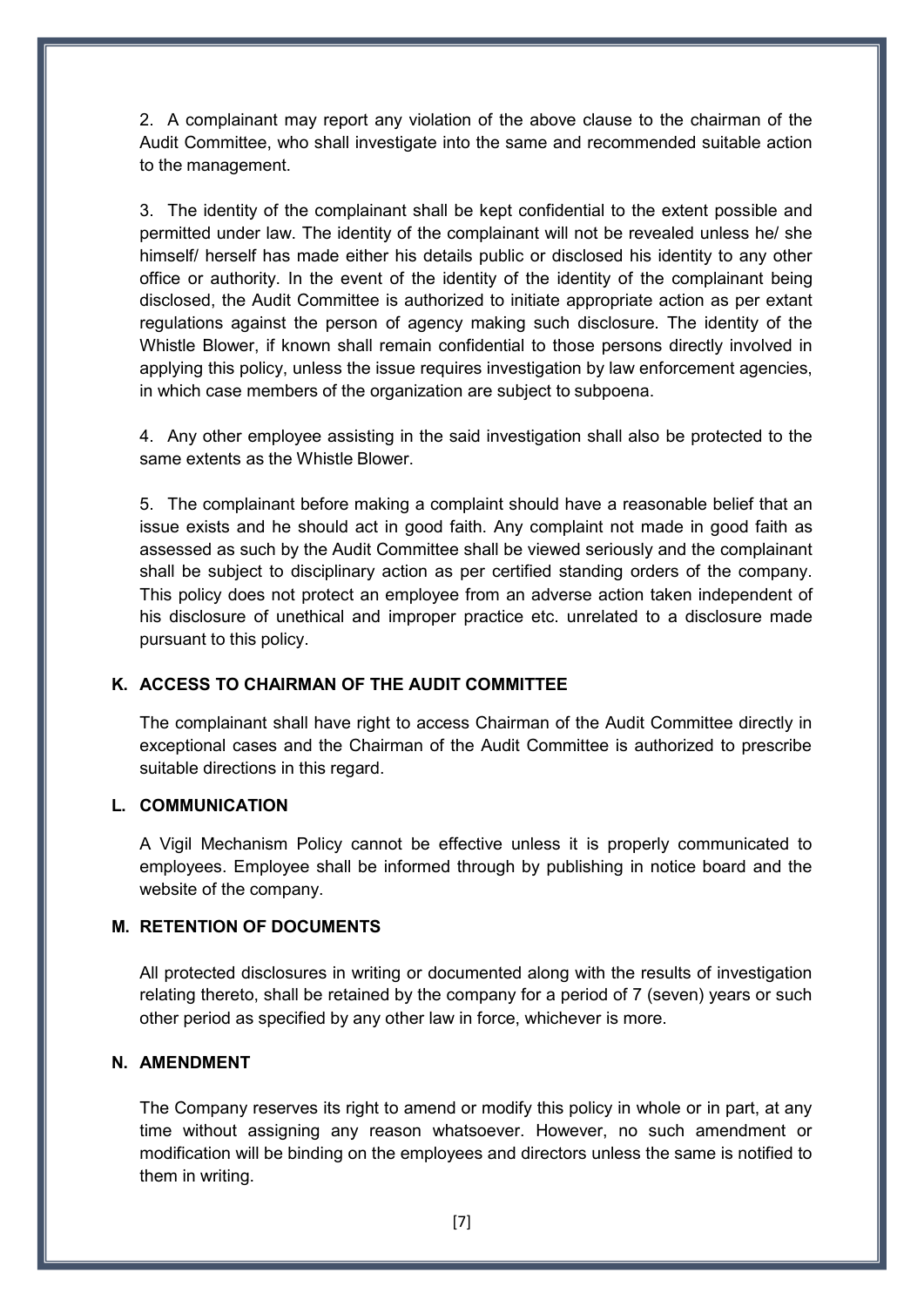2. A complainant may report any violation of the above clause to the chairman of the Audit Committee, who shall investigate into the same and recommended suitable action to the management.

3. The identity of the complainant shall be kept confidential to the extent possible and permitted under law. The identity of the complainant will not be revealed unless he/ she himself/ herself has made either his details public or disclosed his identity to any other office or authority. In the event of the identity of the identity of the complainant being disclosed, the Audit Committee is authorized to initiate appropriate action as per extant regulations against the person of agency making such disclosure. The identity of the Whistle Blower, if known shall remain confidential to those persons directly involved in applying this policy, unless the issue requires investigation by law enforcement agencies, in which case members of the organization are subject to subpoena.

4. Any other employee assisting in the said investigation shall also be protected to the same extents as the Whistle Blower.

5. The complainant before making a complaint should have a reasonable belief that an issue exists and he should act in good faith. Any complaint not made in good faith as assessed as such by the Audit Committee shall be viewed seriously and the complainant shall be subject to disciplinary action as per certified standing orders of the company. This policy does not protect an employee from an adverse action taken independent of his disclosure of unethical and improper practice etc. unrelated to a disclosure made pursuant to this policy.

### K. ACCESS TO CHAIRMAN OF THE AUDIT COMMITTEE

The complainant shall have right to access Chairman of the Audit Committee directly in exceptional cases and the Chairman of the Audit Committee is authorized to prescribe suitable directions in this regard.

### L. COMMUNICATION

A Vigil Mechanism Policy cannot be effective unless it is properly communicated to employees. Employee shall be informed through by publishing in notice board and the website of the company.

### M. RETENTION OF DOCUMENTS

All protected disclosures in writing or documented along with the results of investigation relating thereto, shall be retained by the company for a period of 7 (seven) years or such other period as specified by any other law in force, whichever is more.

### N. AMENDMENT

The Company reserves its right to amend or modify this policy in whole or in part, at any time without assigning any reason whatsoever. However, no such amendment or modification will be binding on the employees and directors unless the same is notified to them in writing.